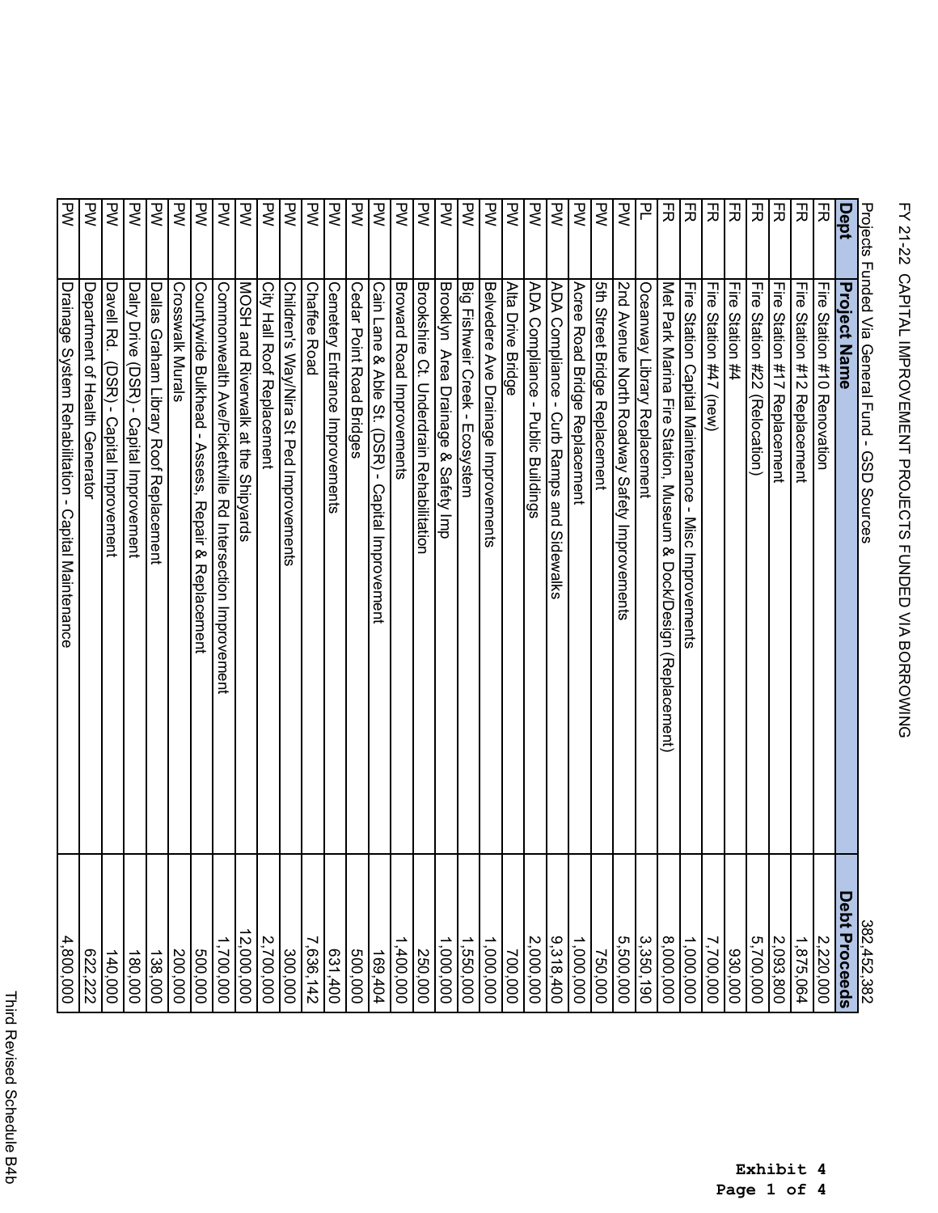# FY 21-22 CAPITAL IMPROVEMENT PROJECTS FUNDED VIA BORROWING

**Exhibit 4**

Projects Funded Via General Fund - GSD Sources 382,452,382

| Dept | Project Name | Debt Proceeds |
|---|---|---|
| FR | Fire Station #10 Renovation | 2,220,000 |
| FR | Fire Station #12 Replacement | 1,875,064 |
| FR | Fire Station #17 Replacement | 2,093,800 |
| FR | Fire Station #22 (Relocation) | 5,700,000 |
| FR | Fire Station #4 | 930,000 |
| FR | Fire Station #47 (new) | 7,700,000 |
| FR | Fire Station Capital Maintenance - Misc Improvements | 1,000,000 |
| FR | Met Park Marina Fire Station, Museum & Dock/Design (Replacement) | 8,000,000 |
| PL | Oceanway Library Replacement | 3,350,190 |
| PW | 2nd Avenue North Roadway Safety Improvements | 5,500,000 |
| PW | 5th Street Bridge Replacement | 750,000 |
| PW | Acree Road Bridge Replacement | 1,000,000 |
| PW | ADA Compliance - Curb Ramps and Sidewalks | 9,318,400 |
| PW | ADA Compliance - Public Buildings | 2,000,000 |
| PW | Alta Drive Bridge | 700,000 |
| PW | Belvedere Ave Drainage Improvements | 1,000,000 |
| PW | Big Fishweir Creek - Ecosystem | 1,550,000 |
| PW | Brooklyn Area Drainage & Safety Imp | 1,000,000 |
| PW | Brookshire Ct. Underdrain Rehabilitation | 250,000 |
| PW | Broward Road Improvements | 1,400,000 |
| PW | Cain Lane & Able St. (DSR) - Capital Improvement | 169,404 |
| PW | Cedar Point Road Bridges | 500,000 |
| PW | Cemetery Entrance Improvements | 631,400 |
| PW | Chaffee Road | 7,636,142 |
| PW | Children's Way/Nira St Ped Improvements | 300,000 |
| PW | City Hall Roof Replacement | 2,700,000 |
| PW | MOSH and Riverwalk at the Shipyards | 12,000,000 |
| PW | Commonwealth Ave/Pickettville Rd Intersection Improvement | 1,700,000 |
| PW | Countywide Bulkhead - Assess, Repair & Replacement | 500,000 |
| PW | Crosswalk Murals | 200,000 |
| PW | Dallas Graham Library Roof Replacement | 138,000 |
| PW | Dairy Drive (DSR) - Capital Improvement | 180,000 |
| PW | Davell Rd. (DSR) - Capital Improvement | 140,000 |
| PW | Department of Health Generator | 622,222 |
| PW | Drainage System Rehabilitation - Capital Maintenance | 4,800,000 |

Third Revised Schedule B4b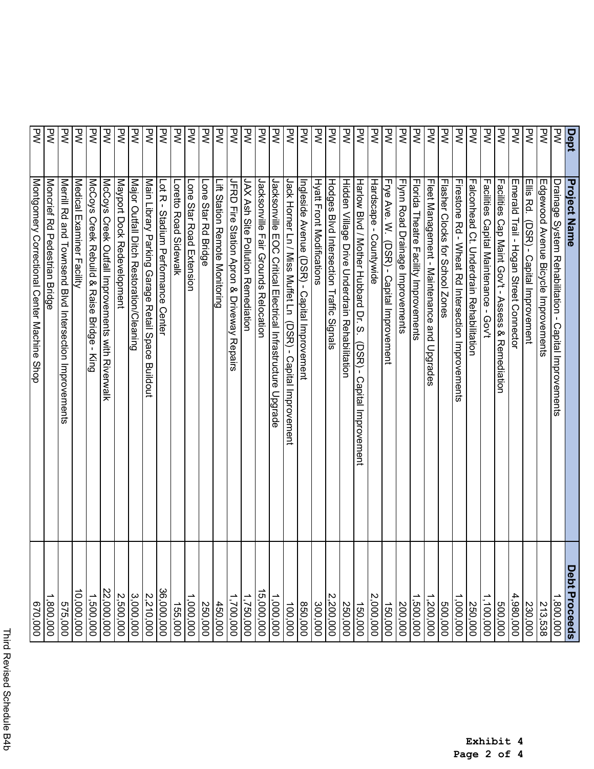Exhibit 4
Page 2 of 4

| Dept | Project Name | Debt Proceeds |
|---|---|---|
| PW | Drainage System Rehabilitation - Capital Improvements | 1,800,000 |
| PW | Edgewood Avenue Bicycle Improvements | 213,538 |
| PW | Ellis Rd. (DSR) - Capital Improvement | 230,000 |
| PW | Emerald Trail - Hogan Street Connector | 4,980,000 |
| PW | Facilities Cap Maint Gov't - Assess & Remediation | 500,000 |
| PW | Facilities Capital Maintenance - Gov't | 1,100,000 |
| PW | Falconhead Ct. Underdrain Rehabilitation | 250,000 |
| PW | Firestone Rd - Wheat Rd Intersection Improvements | 1,000,000 |
| PW | Flasher Clocks for School Zones | 500,000 |
| PW | Fleet Management - Maintenance and Upgrades | 1,200,000 |
| PW | Florida Theatre Facility Improvements | 1,500,000 |
| PW | Flynn Road Drainage Improvements | 200,000 |
| PW | Frye Ave. W. (DSR) - Capital Improvement | 150,000 |
| PW | Hardscape - Countywide | 2,000,000 |
| PW | Harlow Blvd / Mother Hubbard Dr. S. (DSR) - Capital Improvement | 150,000 |
| PW | Hidden Village Drive Underdrain Rehabilitation | 250,000 |
| PW | Hodges Blvd Intersection Traffic Signals | 2,200,000 |
| PW | Hyatt Front Modifications | 300,000 |
| PW | Ingleside Avenue (DSR) - Capital Improvement | 850,000 |
| PW | Jack Horner Ln / Miss Muffet Ln (DSR) - Capital Improvement | 100,000 |
| PW | Jacksonville EOC Critical Electrical Infrastructure Upgrade | 1,000,000 |
| PW | Jacksonville Fair Grounds Relocation | 15,000,000 |
| PW | JAX Ash Site Pollution Remediation | 1,750,000 |
| PW | JFRD Fire Station Apron & Driveway Repairs | 1,700,000 |
| PW | Lift Station Remote Monitoring | 450,000 |
| PW | Lone Star Rd Bridge | 250,000 |
| PW | Lone Star Road Extension | 1,000,000 |
| PW | Loretto Road Sidewalk | 155,000 |
| PW | Lot R - Stadium Performance Center | 36,000,000 |
| PW | Main Library Parking Garage Retail Space Buildout | 2,210,000 |
| PW | Major Outfall Ditch Restoration/Cleaning | 3,000,000 |
| PW | Mayport Dock Redevelopment | 2,500,000 |
| PW | McCoys Creek Outfall Improvements with Riverwalk | 22,000,000 |
| PW | McCoys Creek Rebuild & Raise Bridge - King | 1,500,000 |
| PW | Medical Examiner Facility | 10,000,000 |
| PW | Merrill Rd and Townsend Blvd Intersection Improvements | 575,000 |
| PW | Moncrief Rd Pedestrian Bridge | 1,800,000 |
| PW | Montgomery Correctional Center Machine Shop | 670,000 |

Third Revised Schedule B4b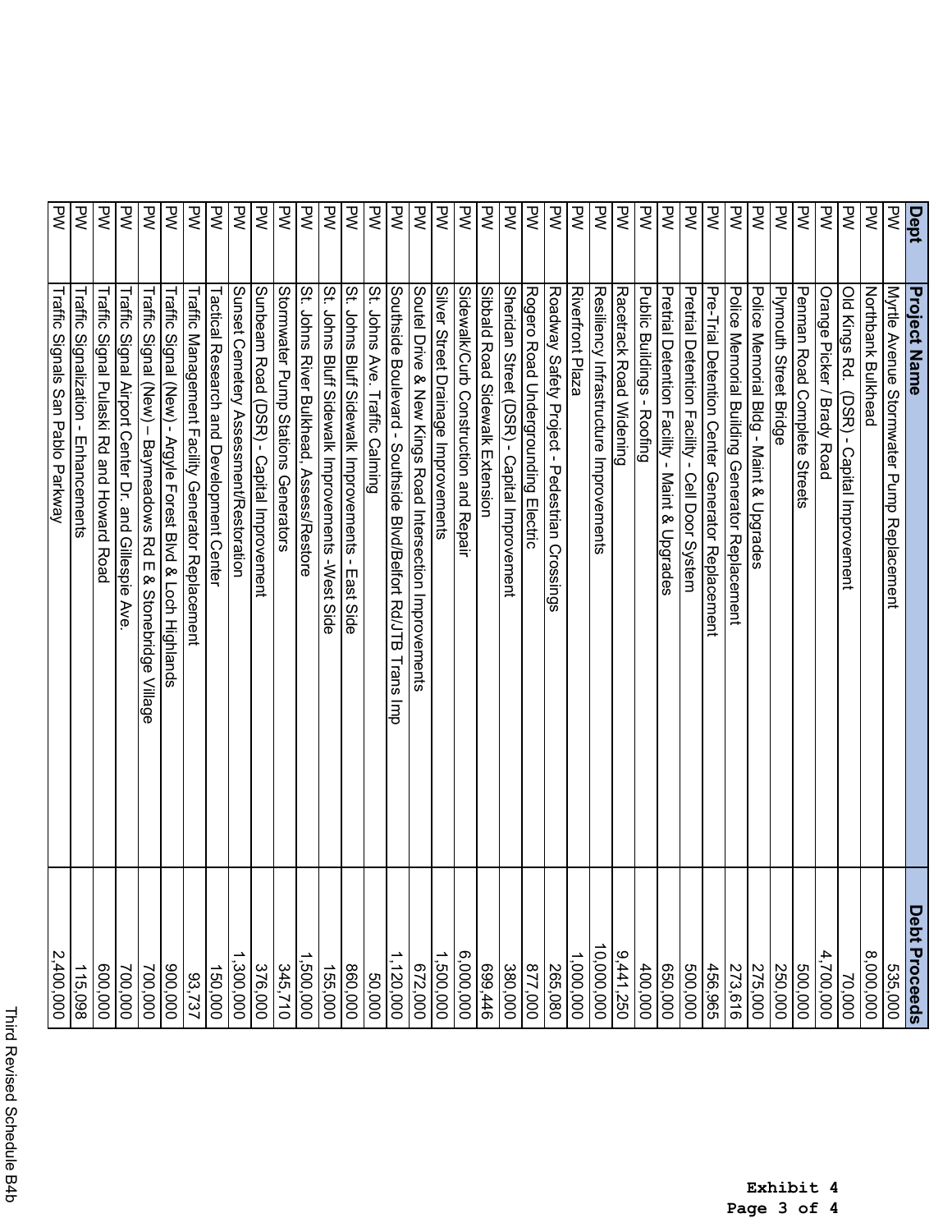Exhibit 4
Page 3 of 4

| Dept | Project Name | Debt Proceeds |
|---|---|---|
| PW | Myrtle Avenue Stormwater Pump Replacement | 535,000 |
| PW | Northbank Bulkhead | 8,000,000 |
| PW | Old Kings Rd. (DSR) - Capital Improvement | 70,000 |
| PW | Orange Picker / Brady Road | 4,700,000 |
| PW | Penman Road Complete Streets | 500,000 |
| PW | Plymouth Street Bridge | 250,000 |
| PW | Police Memorial Bldg - Maint & Upgrades | 275,000 |
| PW | Police Memorial Building Generator Replacement | 273,616 |
| PW | Pre-Trial Detention Center Generator Replacement | 456,965 |
| PW | Pretrial Detention Facility - Cell Door System | 500,000 |
| PW | Pretrial Detention Facility - Maint & Upgrades | 650,000 |
| PW | Public Buildings - Roofing | 400,000 |
| PW | Racetrack Road Widening | 9,441,250 |
| PW | Resiliency Infrastructure Improvements | 10,000,000 |
| PW | Riverfront Plaza | 1,000,000 |
| PW | Roadway Safety Project - Pedestrian Crossings | 265,080 |
| PW | Rogero Road Undergrounding Electric | 877,000 |
| PW | Sheridan Street (DSR) - Capital Improvement | 380,000 |
| PW | Sibbald Road Sidewalk Extension | 699,446 |
| PW | Sidewalk/Curb Construction and Repair | 6,000,000 |
| PW | Silver Street Drainage Improvements | 1,500,000 |
| PW | Soutel Drive & New Kings Road Intersection Improvements | 672,000 |
| PW | Southside Boulevard - Southside Blvd/Belfort Rd/JTB Trans Imp | 1,120,000 |
| PW | St. Johns Ave. Traffic Calming | 50,000 |
| PW | St. Johns Bluff Sidewalk Improvements - East Side | 860,000 |
| PW | St. Johns Bluff Sidewalk Improvements -West Side | 155,000 |
| PW | St. Johns River Bulkhead, Assess/Restore | 1,500,000 |
| PW | Stormwater Pump Stations Generators | 345,710 |
| PW | Sunbeam Road (DSR) - Capital Improvement | 376,000 |
| PW | Sunset Cemetery Assessment/Restoration | 1,300,000 |
| PW | Tactical Research and Development Center | 150,000 |
| PW | Traffic Management Facility Generator Replacement | 93,737 |
| PW | Traffic Signal (New) - Argyle Forest Blvd & Loch Highlands | 900,000 |
| PW | Traffic Signal (New) – Baymeadows Rd E & Stonebridge Village | 700,000 |
| PW | Traffic Signal Airport Center Dr. and Gillespie Ave. | 700,000 |
| PW | Traffic Signal Pulaski Rd and Howard Road | 600,000 |
| PW | Traffic Signalization - Enhancements | 115,098 |
| PW | Traffic Signals San Pablo Parkway | 2,400,000 |

Third Revised Schedule B4b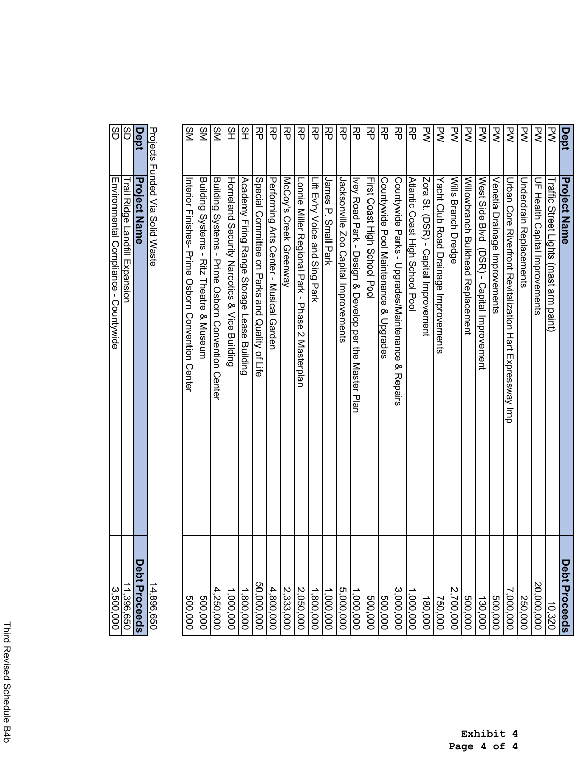**Exhibit 4**

| Dept | Project Name | Debt Proceeds |
|---|---|---|
| PW | Traffic Street Lights (mast arm paint) | 10,320 |
| PW | UF Health Capital Improvements | 20,000,000 |
| PW | Underdrain Replacements | 250,000 |
| PW | Urban Core Riverfront Revitalization Hart Expressway Imp | 7,000,000 |
| PW | Venetia Drainage Improvements | 500,000 |
| PW | West Side Blvd (DSR) - Capital Improvement | 130,000 |
| PW | Willowbranch Bulkhead Replacement | 500,000 |
| PW | Willis Branch Dredge | 2,700,000 |
| PW | Yacht Club Road Drainage Improvements | 750,000 |
| PW | Zora St. (DSR) - Capital Improvement | 180,000 |
| RP | Atlantic Coast High School Pool | 1,000,000 |
| RP | Countywide Parks - Upgrades/Maintenance & Repairs | 3,000,000 |
| RP | Countywide Pool Maintenance & Upgrades | 500,000 |
| RP | First Coast High School Pool | 500,000 |
| RP | Ivey Road Park - Design & Develop per the Master Plan | 1,000,000 |
| RP | Jacksonville Zoo Capital Improvements | 5,000,000 |
| RP | James P. Small Park | 1,000,000 |
| RP | Lift Ev'ry Voice and Sing Park | 1,800,000 |
| RP | Lonnie Miller Regional Park - Phase 2 Masterplan | 2,050,000 |
| RP | McCoy's Creek Greenway | 2,333,000 |
| RP | Performing Arts Center - Musical Garden | 4,800,000 |
| RP | Special Committee on Parks and Quality of Life | 50,000,000 |
| SH | Academy Firing Range Storage Lease Building | 1,800,000 |
| SH | Homeland Security Narcotics & Vice Building | 1,000,000 |
| SM | Building Systems - Prime Osborn Convention Center | 4,250,000 |
| SM | Building Systems - Ritz Theatre & Museum | 500,000 |
| SM | Interior Finishes- Prime Osborn Convention Center | 500,000 |

Projects Funded Via Solid Waste 14,896,650

| Dept | Project Name | Debt Proceeds |
|---|---|---|
| SD | Trail Ridge Landfill Expansion | 11,396,650 |
| SD | Environmental Compliance - Countywide | 3,500,000 |

Third Revised Schedule B4b